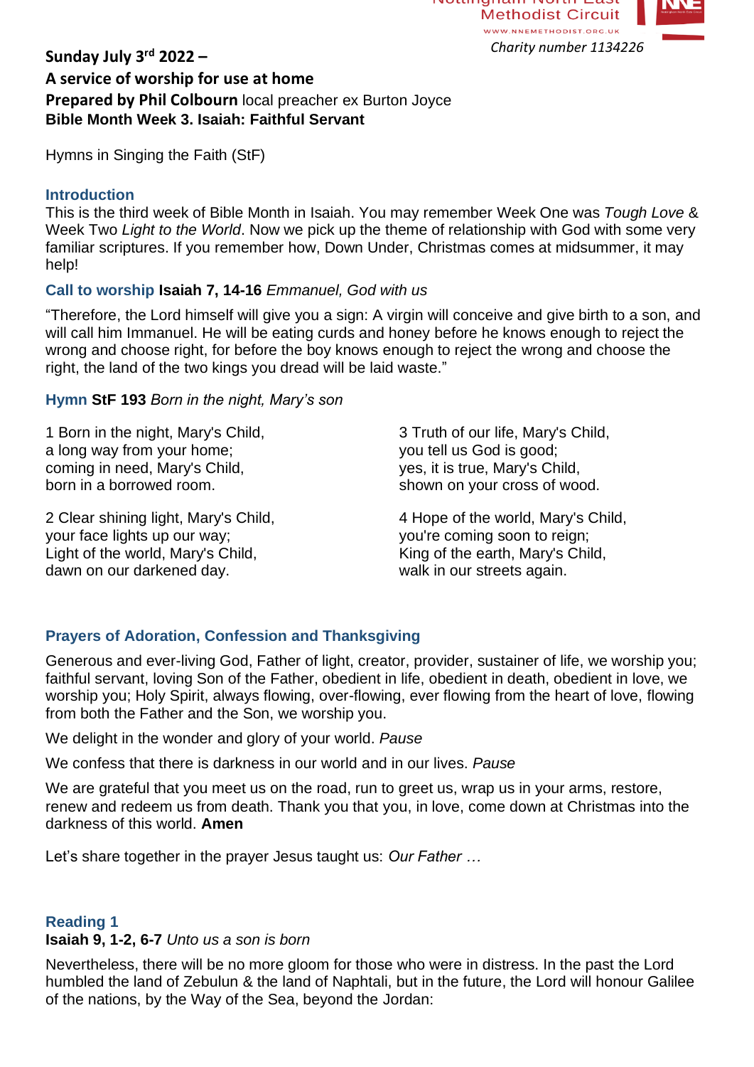Nottingham North East Methodist Circuit
WWW.NNEMETHODIST.ORG.UK
*Charity number 1134226*

**Sunday July 3rd 2022 –**
**A service of worship for use at home**
**Prepared by Phil Colbourn** local preacher ex Burton Joyce
**Bible Month Week 3. Isaiah: Faithful Servant**

Hymns in Singing the Faith (StF)

## Introduction

This is the third week of Bible Month in Isaiah. You may remember Week One was *Tough Love* & Week Two *Light to the World*. Now we pick up the theme of relationship with God with some very familiar scriptures. If you remember how, Down Under, Christmas comes at midsummer, it may help!

## Call to worship **Isaiah 7, 14-16** *Emmanuel, God with us*

"Therefore, the Lord himself will give you a sign: A virgin will conceive and give birth to a son, and will call him Immanuel. He will be eating curds and honey before he knows enough to reject the wrong and choose right, for before the boy knows enough to reject the wrong and choose the right, the land of the two kings you dread will be laid waste."

## Hymn **StF 193** *Born in the night, Mary's son*

1 Born in the night, Mary's Child,
a long way from your home;
coming in need, Mary's Child,
born in a borrowed room.

2 Clear shining light, Mary's Child,
your face lights up our way;
Light of the world, Mary's Child,
dawn on our darkened day.

3 Truth of our life, Mary's Child,
you tell us God is good;
yes, it is true, Mary's Child,
shown on your cross of wood.

4 Hope of the world, Mary's Child,
you're coming soon to reign;
King of the earth, Mary's Child,
walk in our streets again.

## Prayers of Adoration, Confession and Thanksgiving

Generous and ever-living God, Father of light, creator, provider, sustainer of life, we worship you; faithful servant, loving Son of the Father, obedient in life, obedient in death, obedient in love, we worship you; Holy Spirit, always flowing, over-flowing, ever flowing from the heart of love, flowing from both the Father and the Son, we worship you.

We delight in the wonder and glory of your world. *Pause*

We confess that there is darkness in our world and in our lives. *Pause*

We are grateful that you meet us on the road, run to greet us, wrap us in your arms, restore, renew and redeem us from death. Thank you that you, in love, come down at Christmas into the darkness of this world. **Amen**

Let's share together in the prayer Jesus taught us: *Our Father …*

## Reading 1

**Isaiah 9, 1-2, 6-7** *Unto us a son is born*

Nevertheless, there will be no more gloom for those who were in distress. In the past the Lord humbled the land of Zebulun & the land of Naphtali, but in the future, the Lord will honour Galilee of the nations, by the Way of the Sea, beyond the Jordan: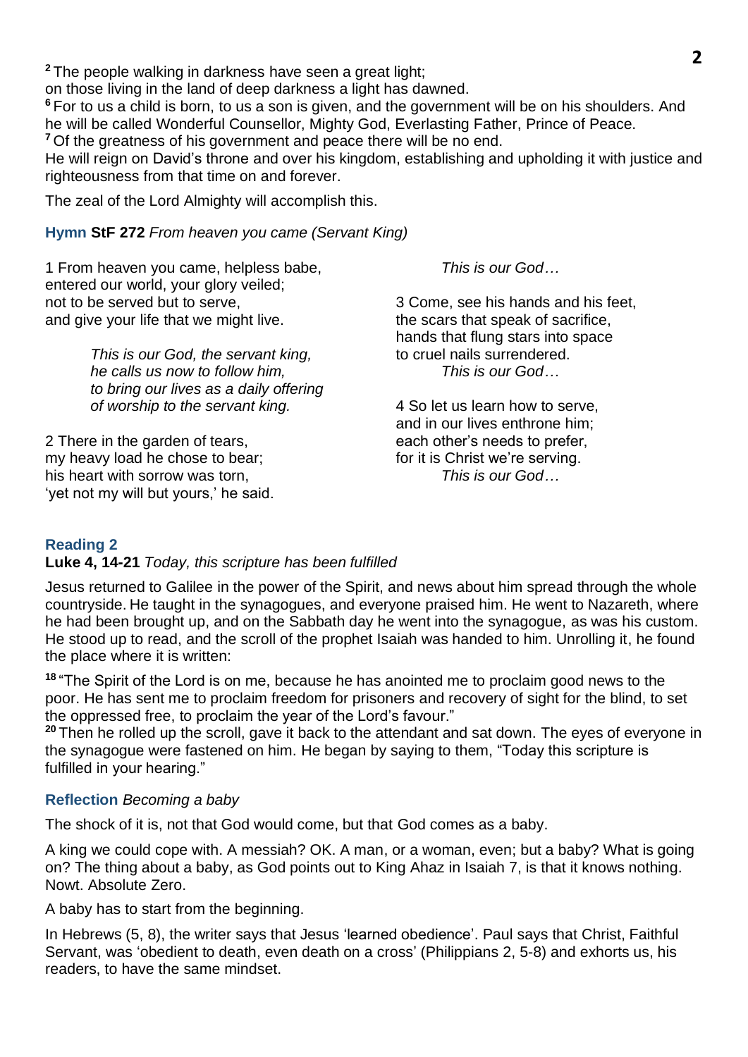[2] The people walking in darkness have seen a great light;
on those living in the land of deep darkness a light has dawned.
[6] For to us a child is born, to us a son is given, and the government will be on his shoulders. And he will be called Wonderful Counsellor, Mighty God, Everlasting Father, Prince of Peace.
[7] Of the greatness of his government and peace there will be no end.
He will reign on David's throne and over his kingdom, establishing and upholding it with justice and righteousness from that time on and forever.

The zeal of the Lord Almighty will accomplish this.

**Hymn StF 272** *From heaven you came (Servant King)*

1 From heaven you came, helpless babe,
entered our world, your glory veiled;
not to be served but to serve,
and give your life that we might live.

> *This is our God, the servant king,*
> *he calls us now to follow him,*
> *to bring our lives as a daily offering*
> *of worship to the servant king.*

2 There in the garden of tears,
my heavy load he chose to bear;
his heart with sorrow was torn,
'yet not my will but yours,' he said.

> *This is our God…*

3 Come, see his hands and his feet,
the scars that speak of sacrifice,
hands that flung stars into space
to cruel nails surrendered.

> *This is our God…*

4 So let us learn how to serve,
and in our lives enthrone him;
each other's needs to prefer,
for it is Christ we're serving.

> *This is our God…*

## Reading 2

**Luke 4, 14-21** *Today, this scripture has been fulfilled*

Jesus returned to Galilee in the power of the Spirit, and news about him spread through the whole countryside. He taught in the synagogues, and everyone praised him. He went to Nazareth, where he had been brought up, and on the Sabbath day he went into the synagogue, as was his custom. He stood up to read, and the scroll of the prophet Isaiah was handed to him. Unrolling it, he found the place where it is written:

[18] "The Spirit of the Lord is on me, because he has anointed me to proclaim good news to the poor. He has sent me to proclaim freedom for prisoners and recovery of sight for the blind, to set the oppressed free, to proclaim the year of the Lord's favour."
[20] Then he rolled up the scroll, gave it back to the attendant and sat down. The eyes of everyone in the synagogue were fastened on him. He began by saying to them, "Today this scripture is fulfilled in your hearing."

## Reflection *Becoming a baby*

The shock of it is, not that God would come, but that God comes as a baby.

A king we could cope with. A messiah? OK. A man, or a woman, even; but a baby? What is going on? The thing about a baby, as God points out to King Ahaz in Isaiah 7, is that it knows nothing. Nowt. Absolute Zero.

A baby has to start from the beginning.

In Hebrews (5, 8), the writer says that Jesus 'learned obedience'. Paul says that Christ, Faithful Servant, was 'obedient to death, even death on a cross' (Philippians 2, 5-8) and exhorts us, his readers, to have the same mindset.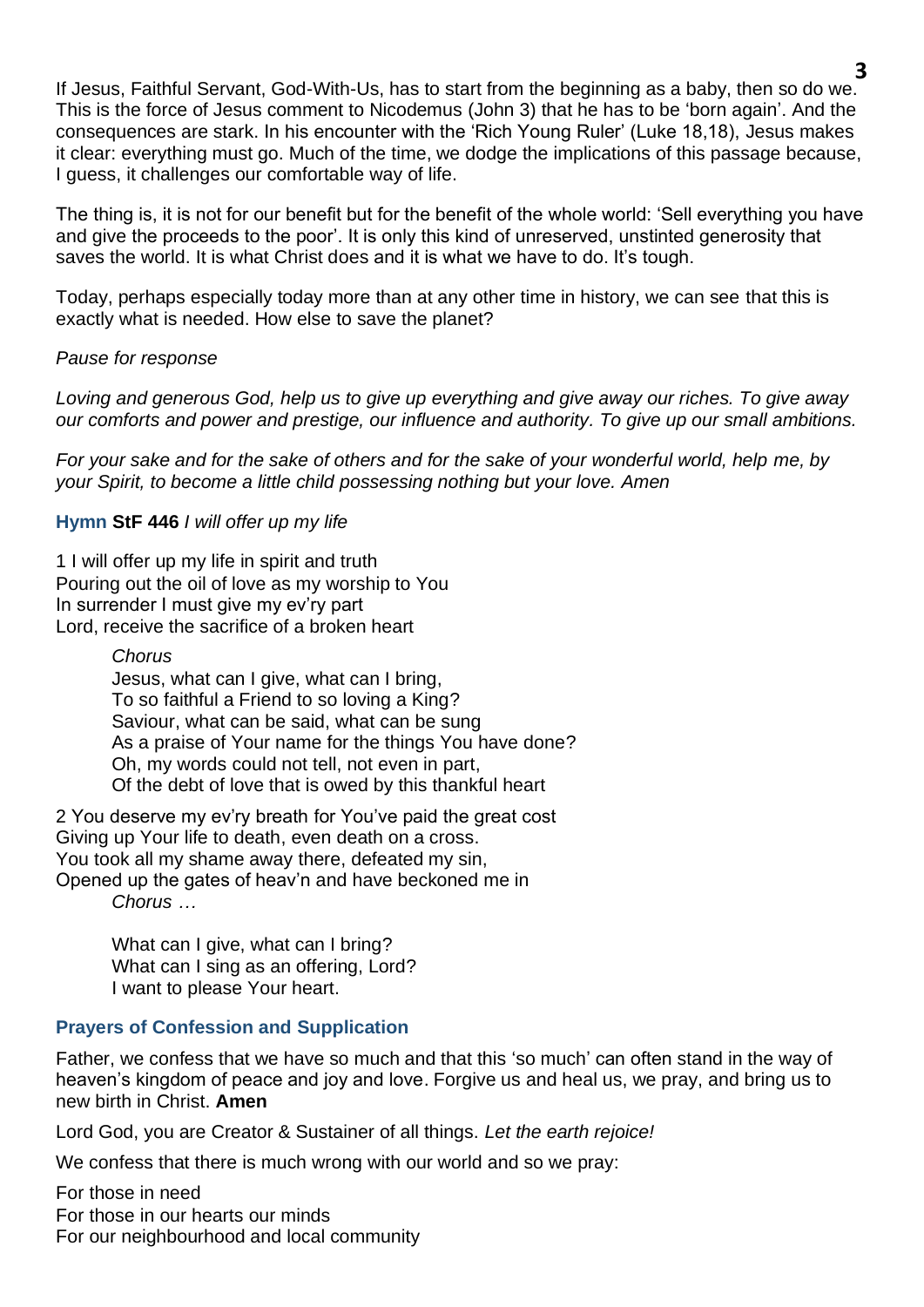If Jesus, Faithful Servant, God-With-Us, has to start from the beginning as a baby, then so do we. This is the force of Jesus comment to Nicodemus (John 3) that he has to be 'born again'. And the consequences are stark. In his encounter with the 'Rich Young Ruler' (Luke 18,18), Jesus makes it clear: everything must go. Much of the time, we dodge the implications of this passage because, I guess, it challenges our comfortable way of life.

The thing is, it is not for our benefit but for the benefit of the whole world: 'Sell everything you have and give the proceeds to the poor'. It is only this kind of unreserved, unstinted generosity that saves the world. It is what Christ does and it is what we have to do. It's tough.

Today, perhaps especially today more than at any other time in history, we can see that this is exactly what is needed. How else to save the planet?

*Pause for response*

*Loving and generous God, help us to give up everything and give away our riches. To give away our comforts and power and prestige, our influence and authority. To give up our small ambitions.*

*For your sake and for the sake of others and for the sake of your wonderful world, help me, by your Spirit, to become a little child possessing nothing but your love. Amen*

**Hymn StF 446** *I will offer up my life*

1 I will offer up my life in spirit and truth
Pouring out the oil of love as my worship to You
In surrender I must give my ev'ry part
Lord, receive the sacrifice of a broken heart

> *Chorus*
> Jesus, what can I give, what can I bring,
> To so faithful a Friend to so loving a King?
> Saviour, what can be said, what can be sung
> As a praise of Your name for the things You have done?
> Oh, my words could not tell, not even in part,
> Of the debt of love that is owed by this thankful heart

2 You deserve my ev'ry breath for You've paid the great cost
Giving up Your life to death, even death on a cross.
You took all my shame away there, defeated my sin,
Opened up the gates of heav'n and have beckoned me in
> *Chorus …*

> What can I give, what can I bring?
> What can I sing as an offering, Lord?
> I want to please Your heart.

## Prayers of Confession and Supplication

Father, we confess that we have so much and that this 'so much' can often stand in the way of heaven's kingdom of peace and joy and love. Forgive us and heal us, we pray, and bring us to new birth in Christ. **Amen**

Lord God, you are Creator & Sustainer of all things. *Let the earth rejoice!*

We confess that there is much wrong with our world and so we pray:

For those in need
For those in our hearts our minds
For our neighbourhood and local community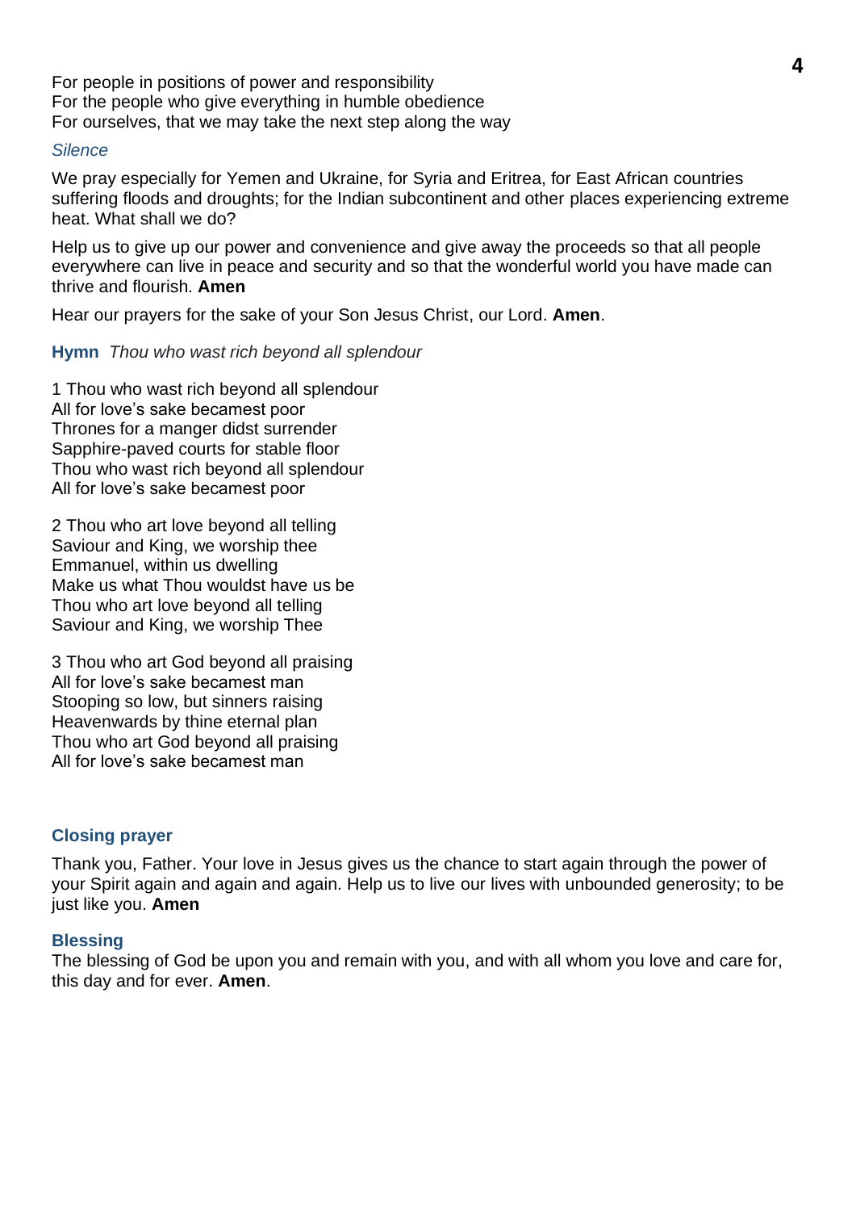For people in positions of power and responsibility
For the people who give everything in humble obedience
For ourselves, that we may take the next step along the way

*Silence*

We pray especially for Yemen and Ukraine, for Syria and Eritrea, for East African countries suffering floods and droughts; for the Indian subcontinent and other places experiencing extreme heat. What shall we do?

Help us to give up our power and convenience and give away the proceeds so that all people everywhere can live in peace and security and so that the wonderful world you have made can thrive and flourish. **Amen**

Hear our prayers for the sake of your Son Jesus Christ, our Lord. **Amen**.

**Hymn** *Thou who wast rich beyond all splendour*

1 Thou who wast rich beyond all splendour
All for love's sake becamest poor
Thrones for a manger didst surrender
Sapphire-paved courts for stable floor
Thou who wast rich beyond all splendour
All for love's sake becamest poor

2 Thou who art love beyond all telling
Saviour and King, we worship thee
Emmanuel, within us dwelling
Make us what Thou wouldst have us be
Thou who art love beyond all telling
Saviour and King, we worship Thee

3 Thou who art God beyond all praising
All for love's sake becamest man
Stooping so low, but sinners raising
Heavenwards by thine eternal plan
Thou who art God beyond all praising
All for love's sake becamest man

## Closing prayer

Thank you, Father. Your love in Jesus gives us the chance to start again through the power of your Spirit again and again and again. Help us to live our lives with unbounded generosity; to be just like you. **Amen**

## Blessing

The blessing of God be upon you and remain with you, and with all whom you love and care for, this day and for ever. **Amen**.